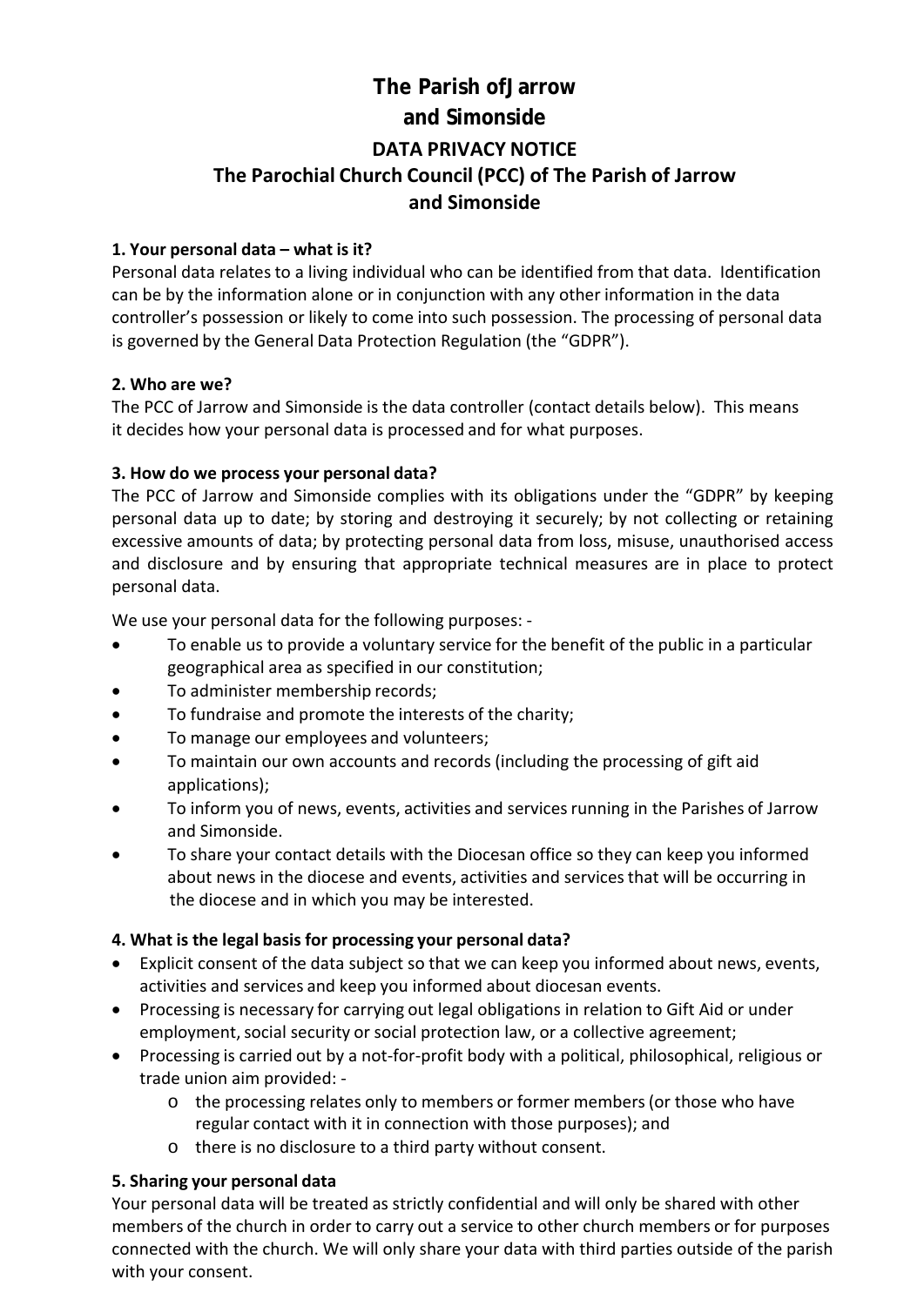# The Parish ofJarrow and Simonside

## DATA PRIVACY NOTICE

## The Parochial Church Council (PCC) of The Parish of Jarrow and Simonside

**1. Your personal data – what is it?**

Personal data relates to a living individual who can be identified from that data. Identification can be by the information alone or in conjunction with any other information in the data controller's possession or likely to come into such possession. The processing of personal data is governed by the General Data Protection Regulation (the "GDPR").

**2. Who are we?**

The PCC of Jarrow and Simonside is the data controller (contact details below). This means it decides how your personal data is processed and for what purposes.

**3. How do we process your personal data?**

The PCC of Jarrow and Simonside complies with its obligations under the "GDPR" by keeping personal data up to date; by storing and destroying it securely; by not collecting or retaining excessive amounts of data; by protecting personal data from loss, misuse, unauthorised access and disclosure and by ensuring that appropriate technical measures are in place to protect personal data.

We use your personal data for the following purposes: -

- To enable us to provide a voluntary service for the benefit of the public in a particular geographical area as specified in our constitution;
- To administer membership records;
- To fundraise and promote the interests of the charity;
- To manage our employees and volunteers;
- To maintain our own accounts and records (including the processing of gift aid applications);
- To inform you of news, events, activities and services running in the Parishes of Jarrow and Simonside.
- To share your contact details with the Diocesan office so they can keep you informed about news in the diocese and events, activities and services that will be occurring in the diocese and in which you may be interested.

**4. What is the legal basis for processing your personal data?**

- Explicit consent of the data subject so that we can keep you informed about news, events, activities and services and keep you informed about diocesan events.
- Processing is necessary for carrying out legal obligations in relation to Gift Aid or under employment, social security or social protection law, or a collective agreement;
- Processing is carried out by a not-for-profit body with a political, philosophical, religious or trade union aim provided: -
  - the processing relates only to members or former members (or those who have regular contact with it in connection with those purposes); and
  - there is no disclosure to a third party without consent.

**5. Sharing your personal data**

Your personal data will be treated as strictly confidential and will only be shared with other members of the church in order to carry out a service to other church members or for purposes connected with the church. We will only share your data with third parties outside of the parish with your consent.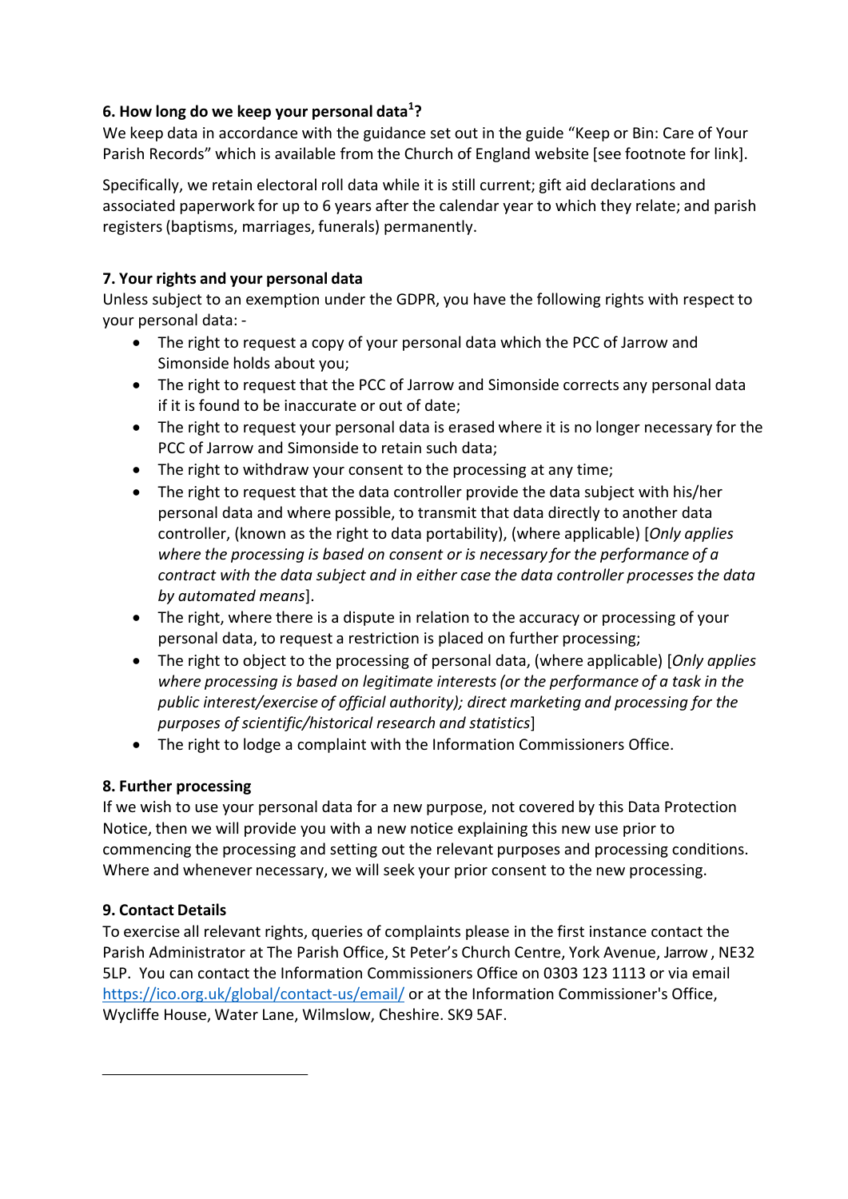### 6. How long do we keep your personal data[1]?

We keep data in accordance with the guidance set out in the guide "Keep or Bin: Care of Your Parish Records" which is available from the Church of England website [see footnote for link].

Specifically, we retain electoral roll data while it is still current; gift aid declarations and associated paperwork for up to 6 years after the calendar year to which they relate; and parish registers (baptisms, marriages, funerals) permanently.

### 7. Your rights and your personal data

Unless subject to an exemption under the GDPR, you have the following rights with respect to your personal data: -

- The right to request a copy of your personal data which the PCC of Jarrow and Simonside holds about you;
- The right to request that the PCC of Jarrow and Simonside corrects any personal data if it is found to be inaccurate or out of date;
- The right to request your personal data is erased where it is no longer necessary for the PCC of Jarrow and Simonside to retain such data;
- The right to withdraw your consent to the processing at any time;
- The right to request that the data controller provide the data subject with his/her personal data and where possible, to transmit that data directly to another data controller, (known as the right to data portability), (where applicable) [*Only applies where the processing is based on consent or is necessary for the performance of a contract with the data subject and in either case the data controller processes the data by automated means*].
- The right, where there is a dispute in relation to the accuracy or processing of your personal data, to request a restriction is placed on further processing;
- The right to object to the processing of personal data, (where applicable) [*Only applies where processing is based on legitimate interests (or the performance of a task in the public interest/exercise of official authority); direct marketing and processing for the purposes of scientific/historical research and statistics*]
- The right to lodge a complaint with the Information Commissioners Office.

### 8. Further processing

If we wish to use your personal data for a new purpose, not covered by this Data Protection Notice, then we will provide you with a new notice explaining this new use prior to commencing the processing and setting out the relevant purposes and processing conditions. Where and whenever necessary, we will seek your prior consent to the new processing.

### 9. Contact Details

To exercise all relevant rights, queries of complaints please in the first instance contact the Parish Administrator at The Parish Office, St Peter's Church Centre, York Avenue, Jarrow , NE32 5LP. You can contact the Information Commissioners Office on 0303 123 1113 or via email https://ico.org.uk/global/contact-us/email/ or at the Information Commissioner's Office, Wycliffe House, Water Lane, Wilmslow, Cheshire. SK9 5AF.